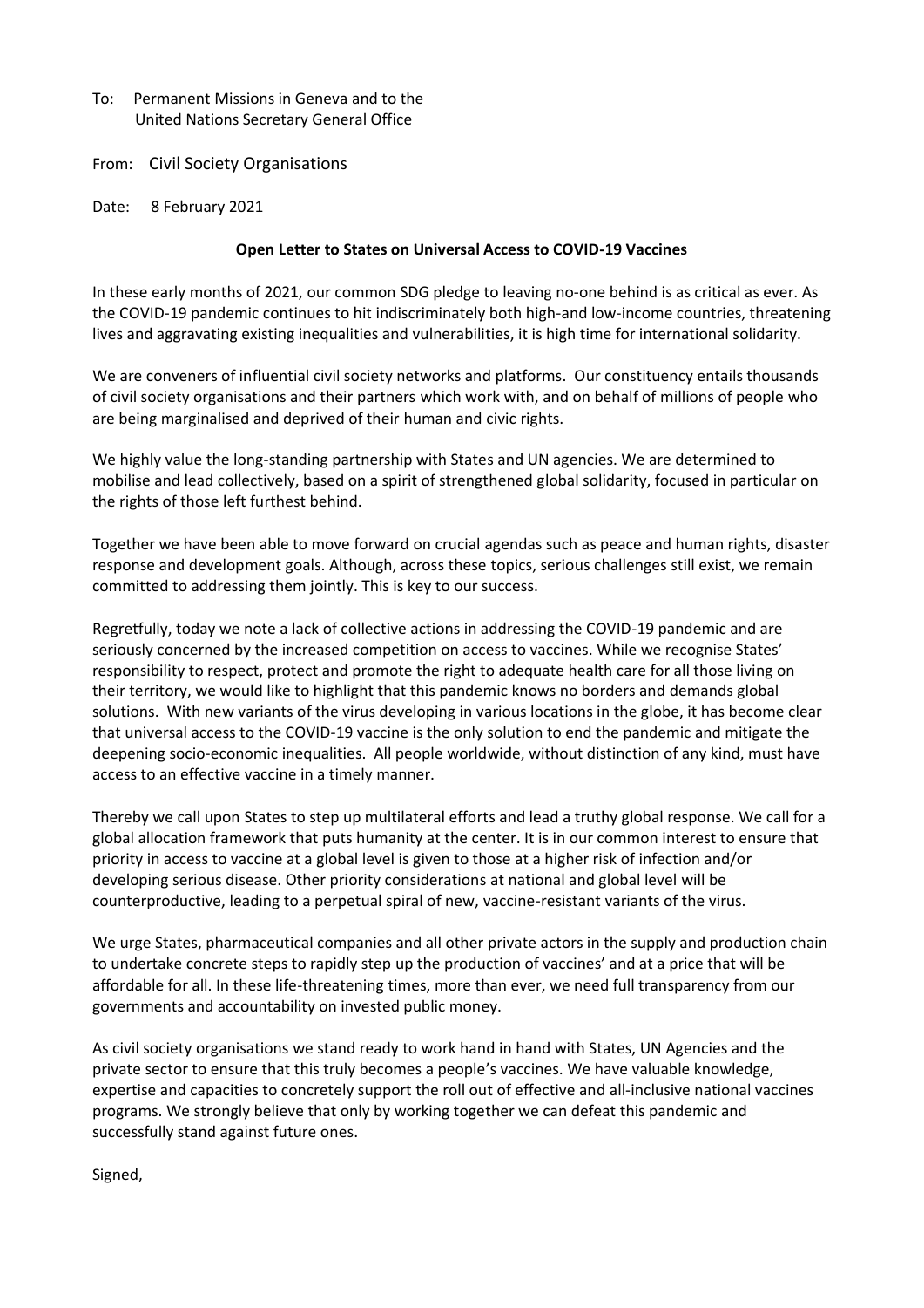To: Permanent Missions in Geneva and to the United Nations Secretary General Office

From: Civil Society Organisations

Date: 8 February 2021

**Open Letter to States on Universal Access to COVID-19 Vaccines**

In these early months of 2021, our common SDG pledge to leaving no-one behind is as critical as ever. As the COVID-19 pandemic continues to hit indiscriminately both high-and low-income countries, threatening lives and aggravating existing inequalities and vulnerabilities, it is high time for international solidarity.

We are conveners of influential civil society networks and platforms. Our constituency entails thousands of civil society organisations and their partners which work with, and on behalf of millions of people who are being marginalised and deprived of their human and civic rights.

We highly value the long-standing partnership with States and UN agencies. We are determined to mobilise and lead collectively, based on a spirit of strengthened global solidarity, focused in particular on the rights of those left furthest behind.

Together we have been able to move forward on crucial agendas such as peace and human rights, disaster response and development goals. Although, across these topics, serious challenges still exist, we remain committed to addressing them jointly. This is key to our success.

Regretfully, today we note a lack of collective actions in addressing the COVID-19 pandemic and are seriously concerned by the increased competition on access to vaccines. While we recognise States' responsibility to respect, protect and promote the right to adequate health care for all those living on their territory, we would like to highlight that this pandemic knows no borders and demands global solutions. With new variants of the virus developing in various locations in the globe, it has become clear that universal access to the COVID-19 vaccine is the only solution to end the pandemic and mitigate the deepening socio-economic inequalities. All people worldwide, without distinction of any kind, must have access to an effective vaccine in a timely manner.

Thereby we call upon States to step up multilateral efforts and lead a truthy global response. We call for a global allocation framework that puts humanity at the center. It is in our common interest to ensure that priority in access to vaccine at a global level is given to those at a higher risk of infection and/or developing serious disease. Other priority considerations at national and global level will be counterproductive, leading to a perpetual spiral of new, vaccine-resistant variants of the virus.

We urge States, pharmaceutical companies and all other private actors in the supply and production chain to undertake concrete steps to rapidly step up the production of vaccines' and at a price that will be affordable for all. In these life-threatening times, more than ever, we need full transparency from our governments and accountability on invested public money.

As civil society organisations we stand ready to work hand in hand with States, UN Agencies and the private sector to ensure that this truly becomes a people's vaccines. We have valuable knowledge, expertise and capacities to concretely support the roll out of effective and all-inclusive national vaccines programs. We strongly believe that only by working together we can defeat this pandemic and successfully stand against future ones.

Signed,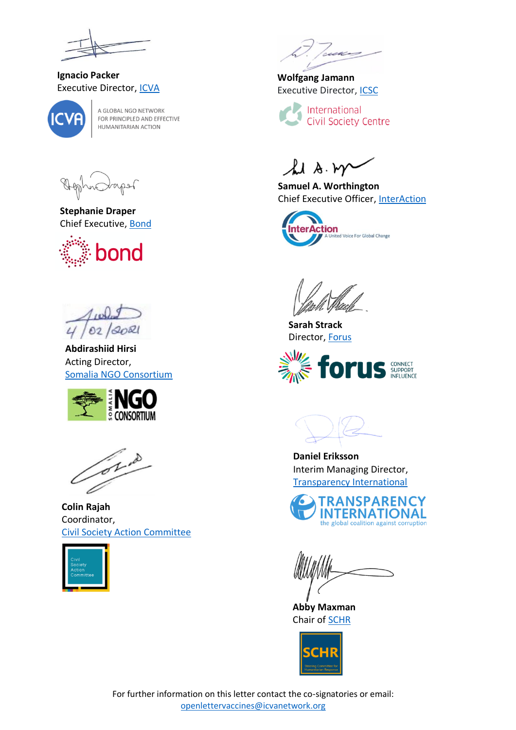**Ignacio Packer**
Executive Director, ICVA

A GLOBAL NGO NETWORK FOR PRINCIPLED AND EFFECTIVE HUMANITARIAN ACTION

**Wolfgang Jamann**
Executive Director, ICSC

International Civil Society Centre

**Stephanie Draper**
Chief Executive, Bond

**Samuel A. Worthington**
Chief Executive Officer, InterAction

InterAction A United Voice For Global Change

4/02/2021

**Abdirashiid Hirsi**
Acting Director,
Somalia NGO Consortium

**Sarah Strack**
Director, Forus

forus CONNECT SUPPORT INFLUENCE

**Daniel Eriksson**
Interim Managing Director,
Transparency International

TRANSPARENCY INTERNATIONAL the global coalition against corruption

**Colin Rajah**
Coordinator,
Civil Society Action Committee

**Abby Maxman**
Chair of SCHR

SCHR Steering Committee for Humanitarian Response

For further information on this letter contact the co-signatories or email:
openlettervaccines@icvanetwork.org